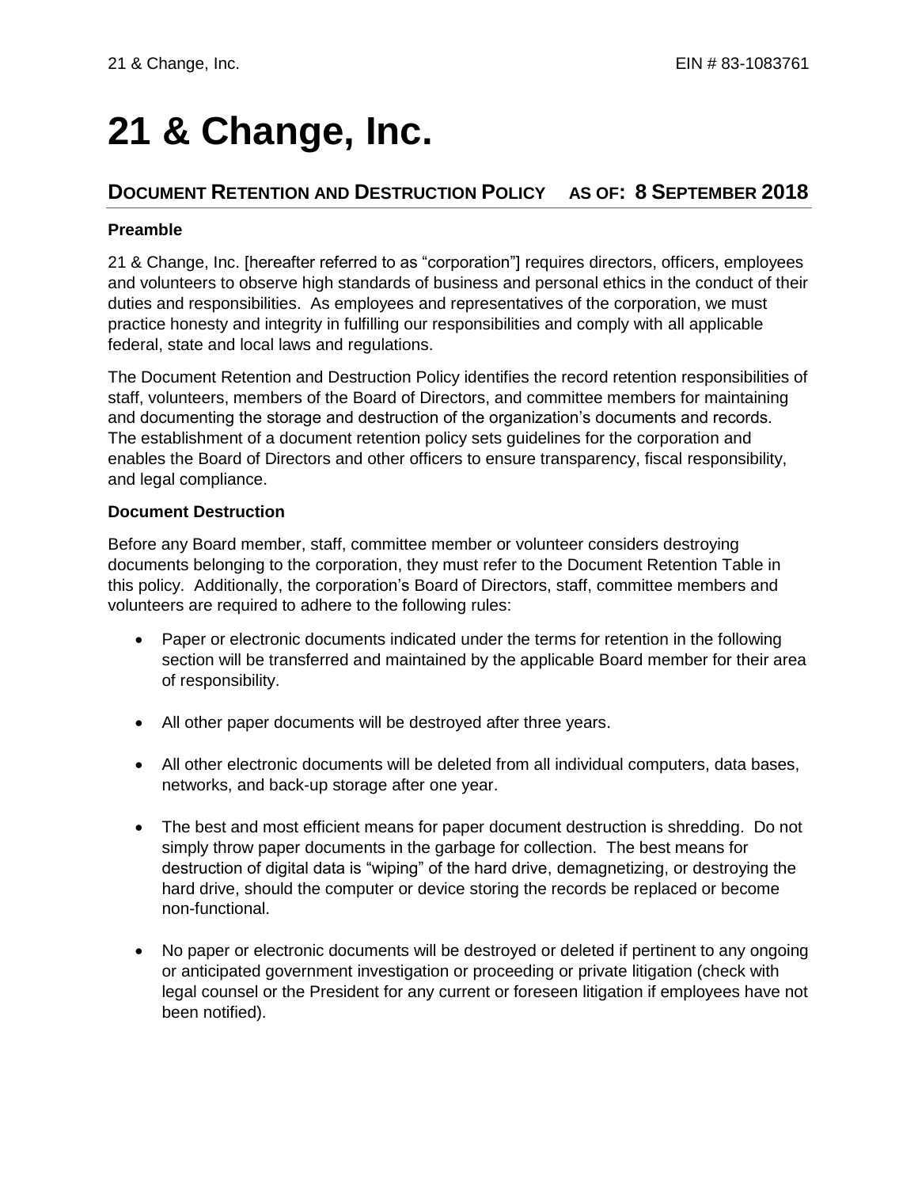# 21 & Change, Inc.

## DOCUMENT RETENTION AND DESTRUCTION POLICY AS OF: 8 SEPTEMBER 2018

### Preamble

21 & Change, Inc. [hereafter referred to as "corporation"] requires directors, officers, employees and volunteers to observe high standards of business and personal ethics in the conduct of their duties and responsibilities. As employees and representatives of the corporation, we must practice honesty and integrity in fulfilling our responsibilities and comply with all applicable federal, state and local laws and regulations.

The Document Retention and Destruction Policy identifies the record retention responsibilities of staff, volunteers, members of the Board of Directors, and committee members for maintaining and documenting the storage and destruction of the organization's documents and records. The establishment of a document retention policy sets guidelines for the corporation and enables the Board of Directors and other officers to ensure transparency, fiscal responsibility, and legal compliance.

### Document Destruction

Before any Board member, staff, committee member or volunteer considers destroying documents belonging to the corporation, they must refer to the Document Retention Table in this policy. Additionally, the corporation's Board of Directors, staff, committee members and volunteers are required to adhere to the following rules:

- Paper or electronic documents indicated under the terms for retention in the following section will be transferred and maintained by the applicable Board member for their area of responsibility.

- All other paper documents will be destroyed after three years.

- All other electronic documents will be deleted from all individual computers, data bases, networks, and back-up storage after one year.

- The best and most efficient means for paper document destruction is shredding. Do not simply throw paper documents in the garbage for collection. The best means for destruction of digital data is "wiping" of the hard drive, demagnetizing, or destroying the hard drive, should the computer or device storing the records be replaced or become non-functional.

- No paper or electronic documents will be destroyed or deleted if pertinent to any ongoing or anticipated government investigation or proceeding or private litigation (check with legal counsel or the President for any current or foreseen litigation if employees have not been notified).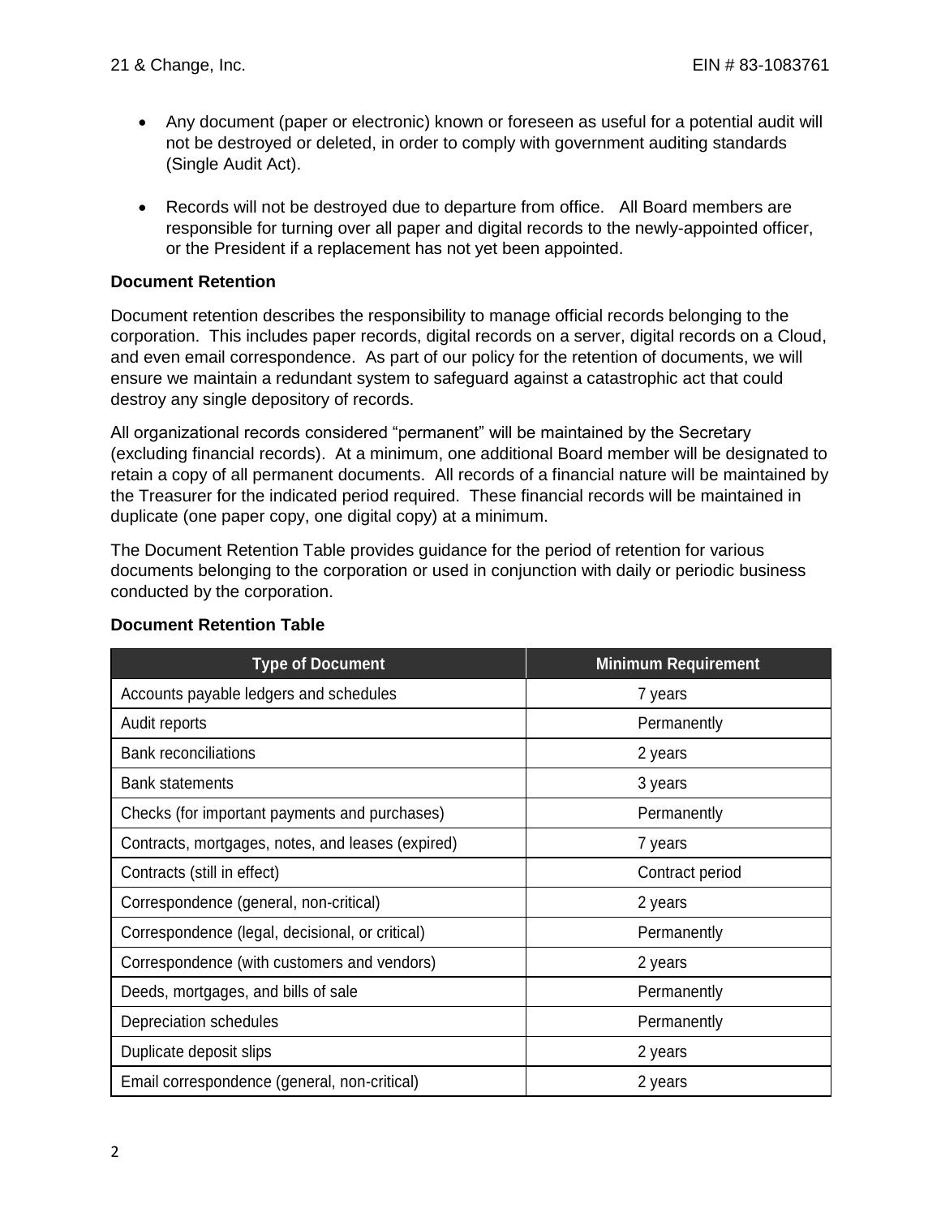- Any document (paper or electronic) known or foreseen as useful for a potential audit will not be destroyed or deleted, in order to comply with government auditing standards (Single Audit Act).
- Records will not be destroyed due to departure from office. All Board members are responsible for turning over all paper and digital records to the newly-appointed officer, or the President if a replacement has not yet been appointed.

**Document Retention**

Document retention describes the responsibility to manage official records belonging to the corporation. This includes paper records, digital records on a server, digital records on a Cloud, and even email correspondence. As part of our policy for the retention of documents, we will ensure we maintain a redundant system to safeguard against a catastrophic act that could destroy any single depository of records.

All organizational records considered "permanent" will be maintained by the Secretary (excluding financial records). At a minimum, one additional Board member will be designated to retain a copy of all permanent documents. All records of a financial nature will be maintained by the Treasurer for the indicated period required. These financial records will be maintained in duplicate (one paper copy, one digital copy) at a minimum.

The Document Retention Table provides guidance for the period of retention for various documents belonging to the corporation or used in conjunction with daily or periodic business conducted by the corporation.

**Document Retention Table**

| Type of Document | Minimum Requirement |
|---|---|
| Accounts payable ledgers and schedules | 7 years |
| Audit reports | Permanently |
| Bank reconciliations | 2 years |
| Bank statements | 3 years |
| Checks (for important payments and purchases) | Permanently |
| Contracts, mortgages, notes, and leases (expired) | 7 years |
| Contracts (still in effect) | Contract period |
| Correspondence (general, non-critical) | 2 years |
| Correspondence (legal, decisional, or critical) | Permanently |
| Correspondence (with customers and vendors) | 2 years |
| Deeds, mortgages, and bills of sale | Permanently |
| Depreciation schedules | Permanently |
| Duplicate deposit slips | 2 years |
| Email correspondence (general, non-critical) | 2 years |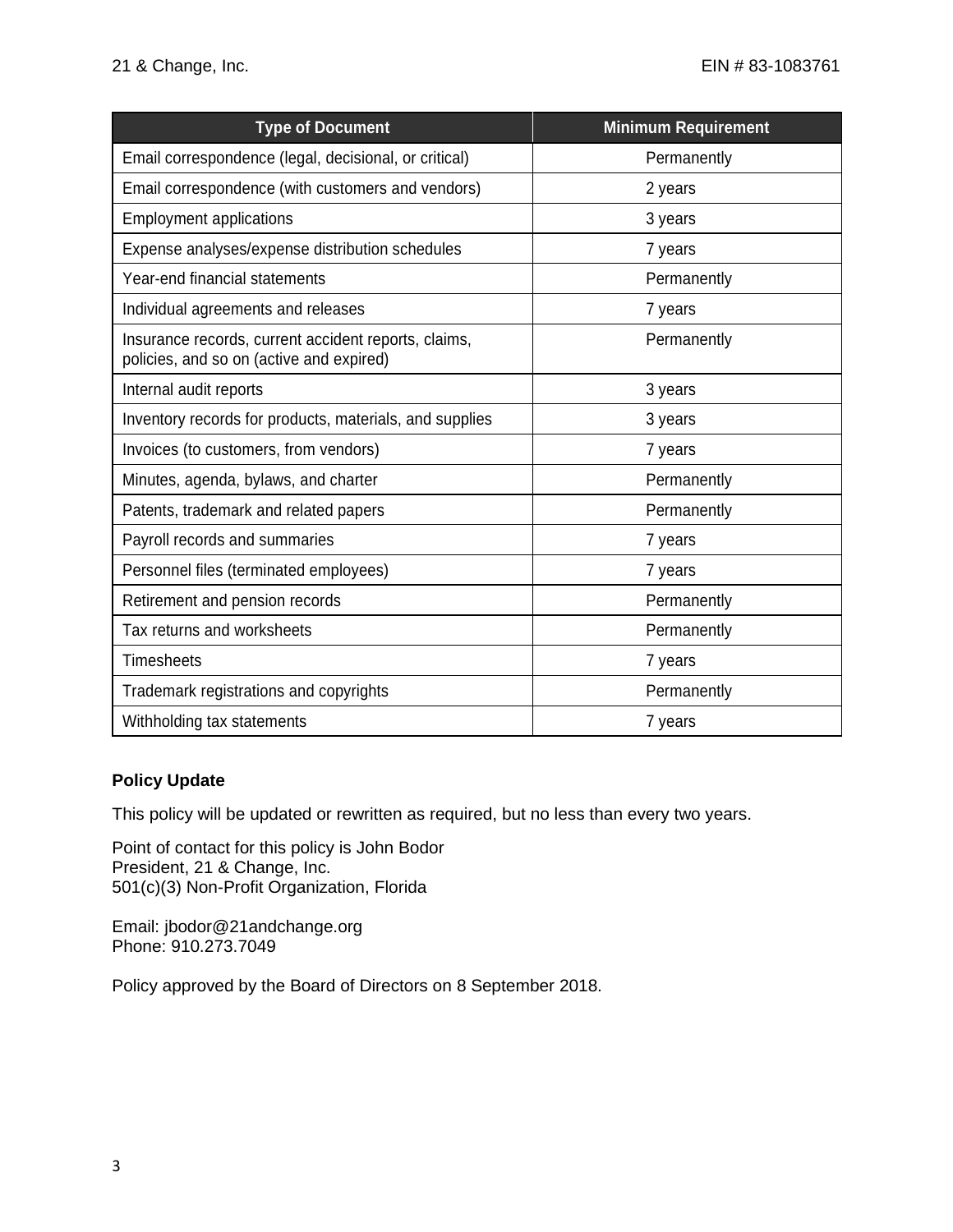| Type of Document | Minimum Requirement |
| --- | --- |
| Email correspondence (legal, decisional, or critical) | Permanently |
| Email correspondence (with customers and vendors) | 2 years |
| Employment applications | 3 years |
| Expense analyses/expense distribution schedules | 7 years |
| Year-end financial statements | Permanently |
| Individual agreements and releases | 7 years |
| Insurance records, current accident reports, claims, policies, and so on (active and expired) | Permanently |
| Internal audit reports | 3 years |
| Inventory records for products, materials, and supplies | 3 years |
| Invoices (to customers, from vendors) | 7 years |
| Minutes, agenda, bylaws, and charter | Permanently |
| Patents, trademark and related papers | Permanently |
| Payroll records and summaries | 7 years |
| Personnel files (terminated employees) | 7 years |
| Retirement and pension records | Permanently |
| Tax returns and worksheets | Permanently |
| Timesheets | 7 years |
| Trademark registrations and copyrights | Permanently |
| Withholding tax statements | 7 years |

**Policy Update**

This policy will be updated or rewritten as required, but no less than every two years.

Point of contact for this policy is John Bodor  
President, 21 & Change, Inc.  
501(c)(3) Non-Profit Organization, Florida

Email: jbodor@21andchange.org  
Phone: 910.273.7049

Policy approved by the Board of Directors on 8 September 2018.